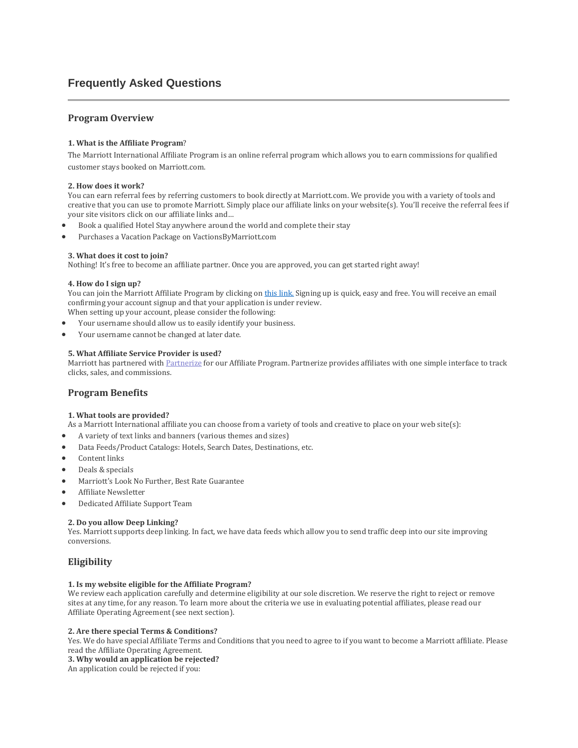# Frequently Asked Questions

## Program Overview

**1. What is the Affiliate Program**?

The Marriott International Affiliate Program is an online referral program which allows you to earn commissions for qualified customer stays booked on Marriott.com.

**2. How does it work?**

You can earn referral fees by referring customers to book directly at Marriott.com. We provide you with a variety of tools and creative that you can use to promote Marriott. Simply place our affiliate links on your website(s). You'll receive the referral fees if your site visitors click on our affiliate links and…

- Book a qualified Hotel Stay anywhere around the world and complete their stay
- Purchases a Vacation Package on VactionsByMarriott.com

**3. What does it cost to join?**

Nothing! It's free to become an affiliate partner. Once you are approved, you can get started right away!

**4. How do I sign up?**

You can join the Marriott Affiliate Program by clicking on this link. Signing up is quick, easy and free. You will receive an email confirming your account signup and that your application is under review.

When setting up your account, please consider the following:

- Your username should allow us to easily identify your business.
- Your username cannot be changed at later date.

**5. What Affiliate Service Provider is used?**

Marriott has partnered with Partnerize for our Affiliate Program. Partnerize provides affiliates with one simple interface to track clicks, sales, and commissions.

## Program Benefits

**1. What tools are provided?**

As a Marriott International affiliate you can choose from a variety of tools and creative to place on your web site(s):

- A variety of text links and banners (various themes and sizes)
- Data Feeds/Product Catalogs: Hotels, Search Dates, Destinations, etc.
- Content links
- Deals & specials
- Marriott's Look No Further, Best Rate Guarantee
- Affiliate Newsletter
- Dedicated Affiliate Support Team

**2. Do you allow Deep Linking?**

Yes. Marriott supports deep linking. In fact, we have data feeds which allow you to send traffic deep into our site improving conversions.

## Eligibility

**1. Is my website eligible for the Affiliate Program?**

We review each application carefully and determine eligibility at our sole discretion. We reserve the right to reject or remove sites at any time, for any reason. To learn more about the criteria we use in evaluating potential affiliates, please read our Affiliate Operating Agreement (see next section).

**2. Are there special Terms & Conditions?**

Yes. We do have special Affiliate Terms and Conditions that you need to agree to if you want to become a Marriott affiliate. Please read the Affiliate Operating Agreement.

**3. Why would an application be rejected?**

An application could be rejected if you: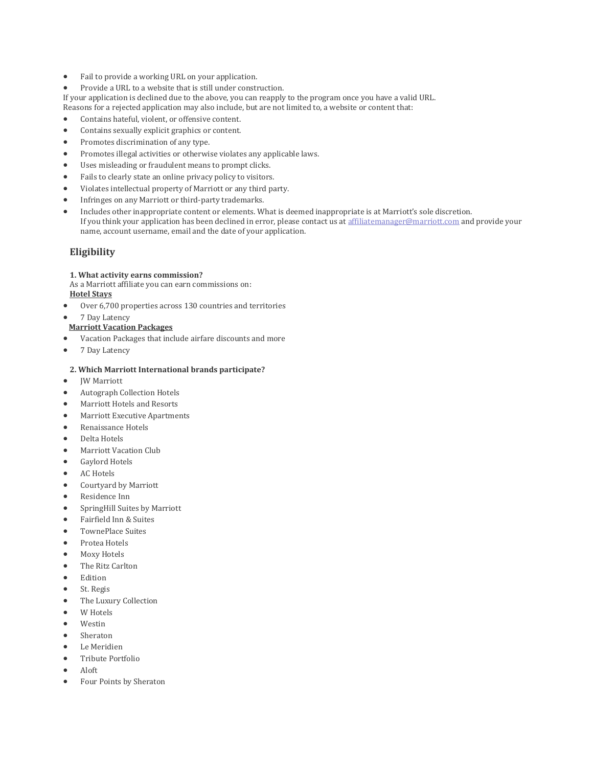- Fail to provide a working URL on your application.
- Provide a URL to a website that is still under construction.

If your application is declined due to the above, you can reapply to the program once you have a valid URL.
Reasons for a rejected application may also include, but are not limited to, a website or content that:

- Contains hateful, violent, or offensive content.
- Contains sexually explicit graphics or content.
- Promotes discrimination of any type.
- Promotes illegal activities or otherwise violates any applicable laws.
- Uses misleading or fraudulent means to prompt clicks.
- Fails to clearly state an online privacy policy to visitors.
- Violates intellectual property of Marriott or any third party.
- Infringes on any Marriott or third-party trademarks.
- Includes other inappropriate content or elements. What is deemed inappropriate is at Marriott's sole discretion.
  If you think your application has been declined in error, please contact us at affiliatemanager@marriott.com and provide your name, account username, email and the date of your application.

## Eligibility

**1. What activity earns commission?**
As a Marriott affiliate you can earn commissions on:
**Hotel Stays**

- Over 6,700 properties across 130 countries and territories
- 7 Day Latency

**Marriott Vacation Packages**

- Vacation Packages that include airfare discounts and more
- 7 Day Latency

**2. Which Marriott International brands participate?**

- JW Marriott
- Autograph Collection Hotels
- Marriott Hotels and Resorts
- Marriott Executive Apartments
- Renaissance Hotels
- Delta Hotels
- Marriott Vacation Club
- Gaylord Hotels
- AC Hotels
- Courtyard by Marriott
- Residence Inn
- SpringHill Suites by Marriott
- Fairfield Inn & Suites
- TownePlace Suites
- Protea Hotels
- Moxy Hotels
- The Ritz Carlton
- Edition
- St. Regis
- The Luxury Collection
- W Hotels
- Westin
- Sheraton
- Le Meridien
- Tribute Portfolio
- Aloft
- Four Points by Sheraton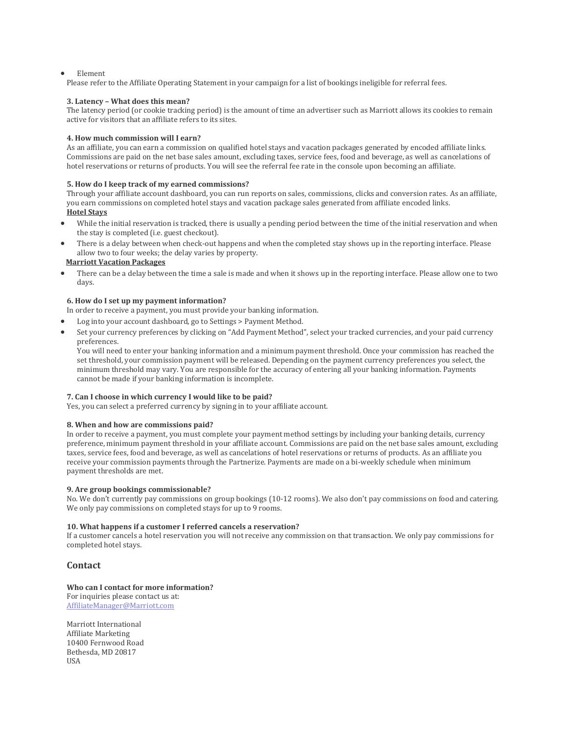- Element

Please refer to the Affiliate Operating Statement in your campaign for a list of bookings ineligible for referral fees.

**3. Latency – What does this mean?**
The latency period (or cookie tracking period) is the amount of time an advertiser such as Marriott allows its cookies to remain active for visitors that an affiliate refers to its sites.

**4. How much commission will I earn?**
As an affiliate, you can earn a commission on qualified hotel stays and vacation packages generated by encoded affiliate links. Commissions are paid on the net base sales amount, excluding taxes, service fees, food and beverage, as well as cancelations of hotel reservations or returns of products. You will see the referral fee rate in the console upon becoming an affiliate.

**5. How do I keep track of my earned commissions?**
Through your affiliate account dashboard, you can run reports on sales, commissions, clicks and conversion rates. As an affiliate, you earn commissions on completed hotel stays and vacation package sales generated from affiliate encoded links.

**Hotel Stays**

- While the initial reservation is tracked, there is usually a pending period between the time of the initial reservation and when the stay is completed (i.e. guest checkout).
- There is a delay between when check-out happens and when the completed stay shows up in the reporting interface. Please allow two to four weeks; the delay varies by property.

**Marriott Vacation Packages**

- There can be a delay between the time a sale is made and when it shows up in the reporting interface. Please allow one to two days.

**6. How do I set up my payment information?**
In order to receive a payment, you must provide your banking information.

- Log into your account dashboard, go to Settings > Payment Method.
- Set your currency preferences by clicking on "Add Payment Method", select your tracked currencies, and your paid currency preferences.
  You will need to enter your banking information and a minimum payment threshold. Once your commission has reached the set threshold, your commission payment will be released. Depending on the payment currency preferences you select, the minimum threshold may vary. You are responsible for the accuracy of entering all your banking information. Payments cannot be made if your banking information is incomplete.

**7. Can I choose in which currency I would like to be paid?**
Yes, you can select a preferred currency by signing in to your affiliate account.

**8. When and how are commissions paid?**
In order to receive a payment, you must complete your payment method settings by including your banking details, currency preference, minimum payment threshold in your affiliate account. Commissions are paid on the net base sales amount, excluding taxes, service fees, food and beverage, as well as cancelations of hotel reservations or returns of products. As an affiliate you receive your commission payments through the Partnerize. Payments are made on a bi-weekly schedule when minimum payment thresholds are met.

**9. Are group bookings commissionable?**
No. We don't currently pay commissions on group bookings (10-12 rooms). We also don't pay commissions on food and catering. We only pay commissions on completed stays for up to 9 rooms.

**10. What happens if a customer I referred cancels a reservation?**
If a customer cancels a hotel reservation you will not receive any commission on that transaction. We only pay commissions for completed hotel stays.

## Contact

**Who can I contact for more information?**
For inquiries please contact us at:
AffiliateManager@Marriott.com

Marriott International
Affiliate Marketing
10400 Fernwood Road
Bethesda, MD 20817
USA